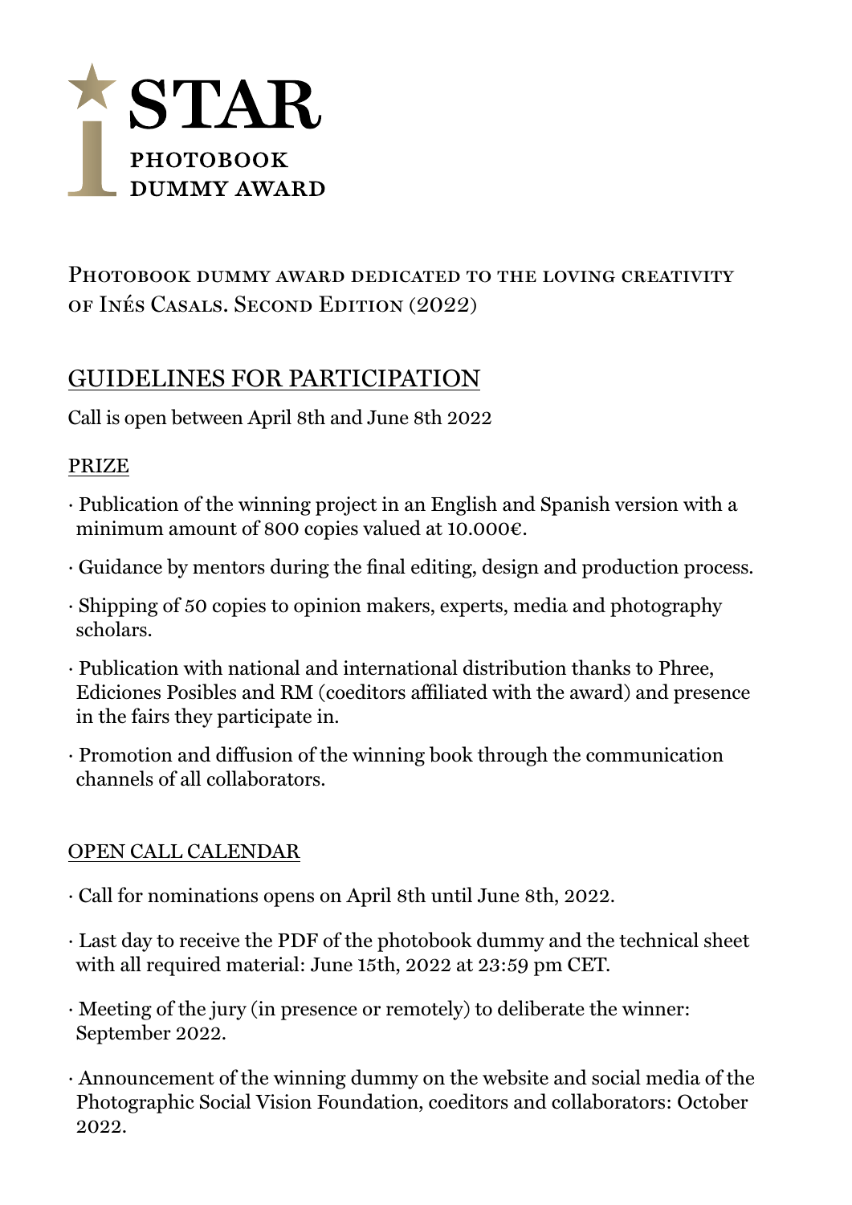# STAR
PHOTOBOOK
DUMMY AWARD

Photobook dummy award dedicated to the loving creativity of Inés Casals. Second Edition (2022)

## GUIDELINES FOR PARTICIPATION

Call is open between April 8th and June 8th 2022

### PRIZE

- Publication of the winning project in an English and Spanish version with a minimum amount of 800 copies valued at 10.000€.
- Guidance by mentors during the final editing, design and production process.
- Shipping of 50 copies to opinion makers, experts, media and photography scholars.
- Publication with national and international distribution thanks to Phree, Ediciones Posibles and RM (coeditors affiliated with the award) and presence in the fairs they participate in.
- Promotion and diffusion of the winning book through the communication channels of all collaborators.

### OPEN CALL CALENDAR

- Call for nominations opens on April 8th until June 8th, 2022.
- Last day to receive the PDF of the photobook dummy and the technical sheet with all required material: June 15th, 2022 at 23:59 pm CET.
- Meeting of the jury (in presence or remotely) to deliberate the winner: September 2022.
- Announcement of the winning dummy on the website and social media of the Photographic Social Vision Foundation, coeditors and collaborators: October 2022.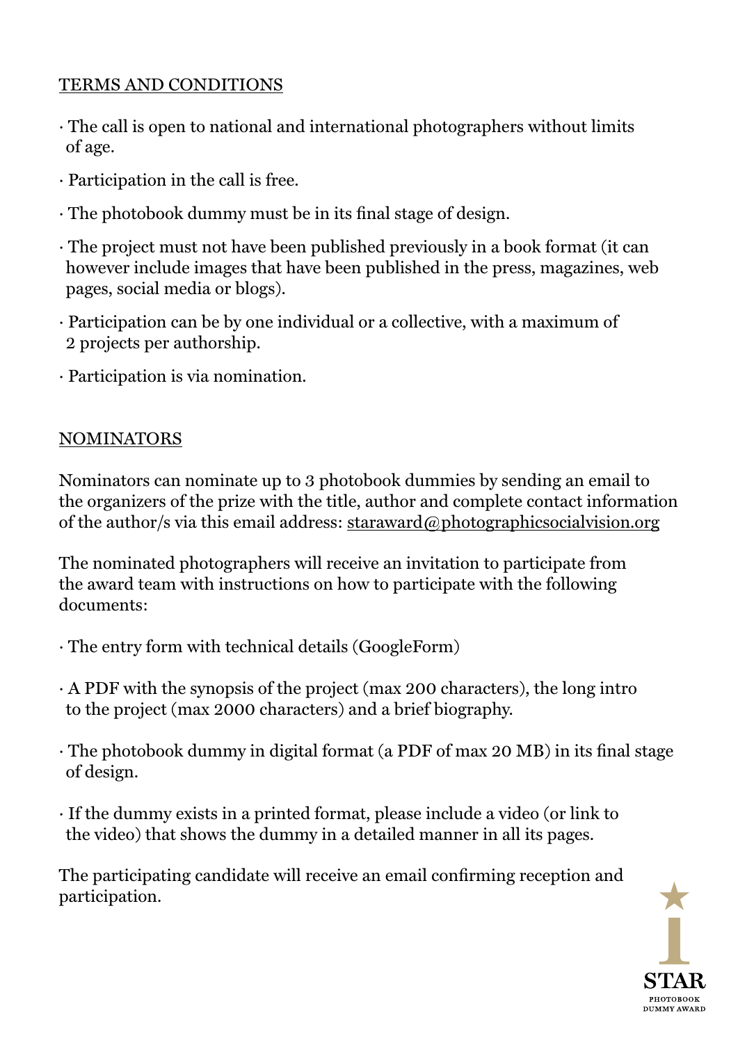## TERMS AND CONDITIONS

- The call is open to national and international photographers without limits of age.
- Participation in the call is free.
- The photobook dummy must be in its final stage of design.
- The project must not have been published previously in a book format (it can however include images that have been published in the press, magazines, web pages, social media or blogs).
- Participation can be by one individual or a collective, with a maximum of 2 projects per authorship.
- Participation is via nomination.

## NOMINATORS

Nominators can nominate up to 3 photobook dummies by sending an email to the organizers of the prize with the title, author and complete contact information of the author/s via this email address: staraward@photographicsocialvision.org

The nominated photographers will receive an invitation to participate from the award team with instructions on how to participate with the following documents:

- The entry form with technical details (GoogleForm)
- A PDF with the synopsis of the project (max 200 characters), the long intro to the project (max 2000 characters) and a brief biography.
- The photobook dummy in digital format (a PDF of max 20 MB) in its final stage of design.
- If the dummy exists in a printed format, please include a video (or link to the video) that shows the dummy in a detailed manner in all its pages.

The participating candidate will receive an email confirming reception and participation.

STAR
PHOTOBOOK
DUMMY AWARD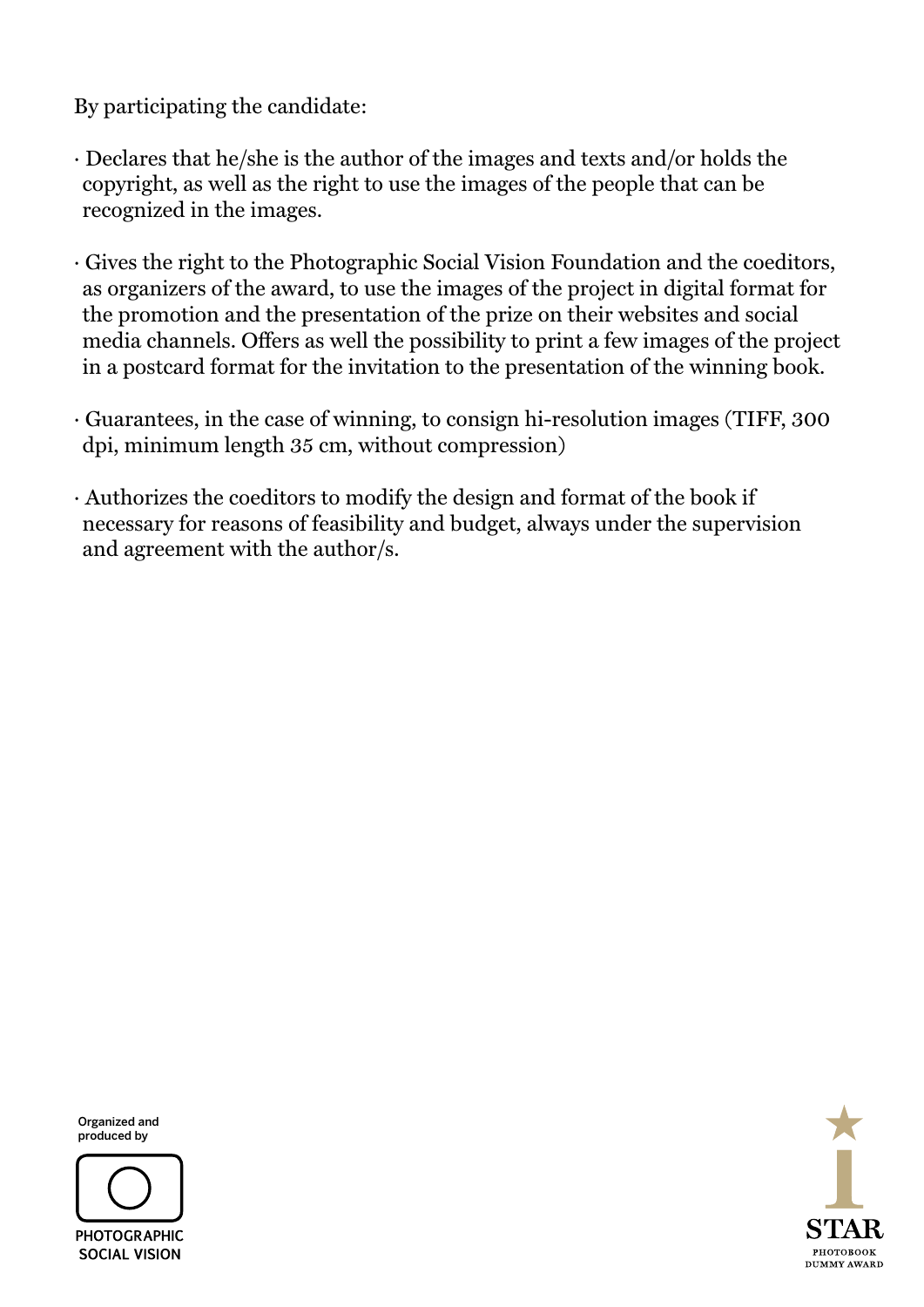By participating the candidate:

- Declares that he/she is the author of the images and texts and/or holds the copyright, as well as the right to use the images of the people that can be recognized in the images.
- Gives the right to the Photographic Social Vision Foundation and the coeditors, as organizers of the award, to use the images of the project in digital format for the promotion and the presentation of the prize on their websites and social media channels. Offers as well the possibility to print a few images of the project in a postcard format for the invitation to the presentation of the winning book.
- Guarantees, in the case of winning, to consign hi-resolution images (TIFF, 300 dpi, minimum length 35 cm, without compression)
- Authorizes the coeditors to modify the design and format of the book if necessary for reasons of feasibility and budget, always under the supervision and agreement with the author/s.

Organized and produced by

PHOTOGRAPHIC SOCIAL VISION

STAR PHOTOBOOK DUMMY AWARD